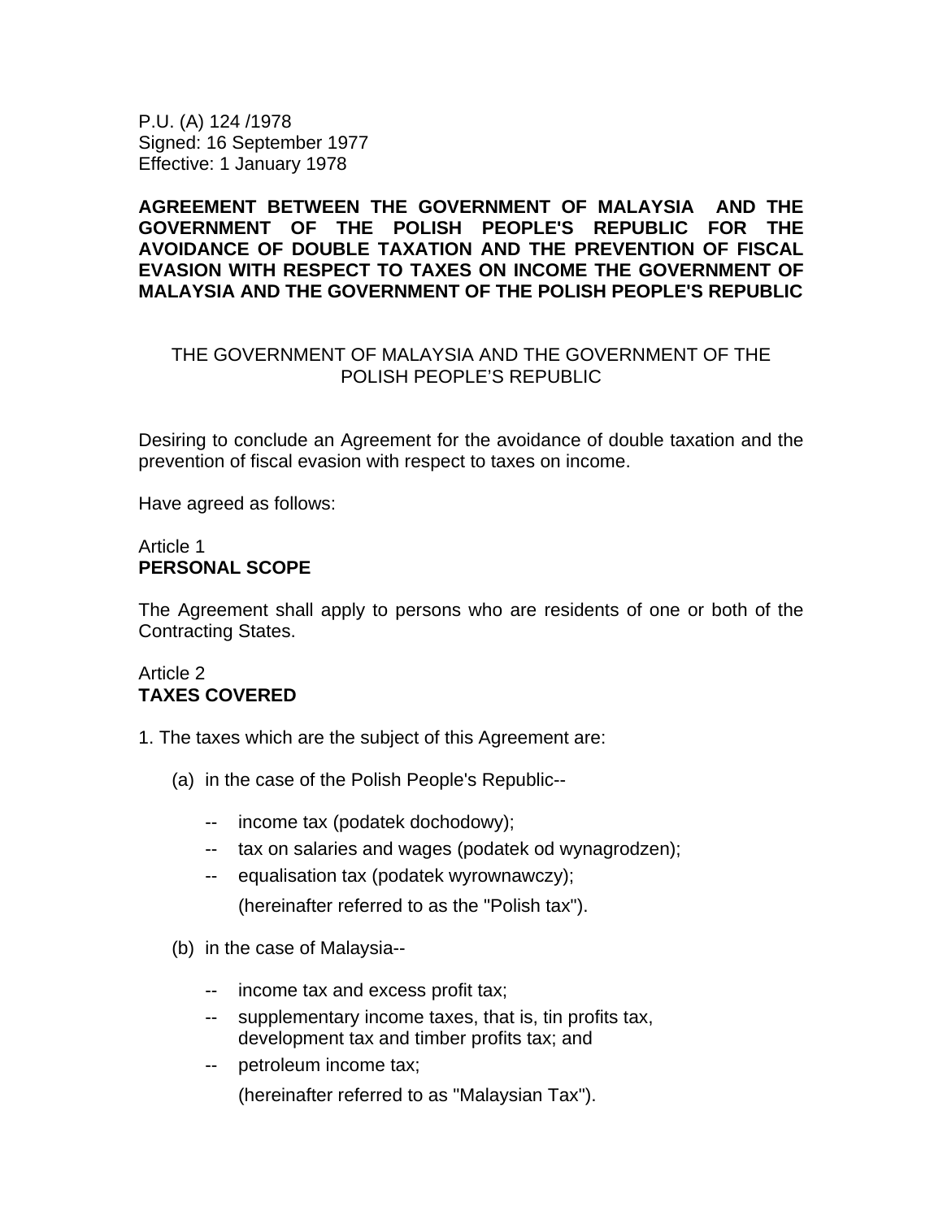P.U. (A) 124 /1978
Signed: 16 September 1977
Effective: 1 January 1978

# AGREEMENT BETWEEN THE GOVERNMENT OF MALAYSIA AND THE GOVERNMENT OF THE POLISH PEOPLE'S REPUBLIC FOR THE AVOIDANCE OF DOUBLE TAXATION AND THE PREVENTION OF FISCAL EVASION WITH RESPECT TO TAXES ON INCOME THE GOVERNMENT OF MALAYSIA AND THE GOVERNMENT OF THE POLISH PEOPLE'S REPUBLIC

THE GOVERNMENT OF MALAYSIA AND THE GOVERNMENT OF THE POLISH PEOPLE'S REPUBLIC

Desiring to conclude an Agreement for the avoidance of double taxation and the prevention of fiscal evasion with respect to taxes on income.

Have agreed as follows:

## Article 1
**PERSONAL SCOPE**

The Agreement shall apply to persons who are residents of one or both of the Contracting States.

## Article 2
**TAXES COVERED**

1. The taxes which are the subject of this Agreement are:

(a) in the case of the Polish People's Republic--

- -- income tax (podatek dochodowy);
- -- tax on salaries and wages (podatek od wynagrodzen);
- -- equalisation tax (podatek wyrownawczy);

(hereinafter referred to as the "Polish tax").

(b) in the case of Malaysia--

- -- income tax and excess profit tax;
- -- supplementary income taxes, that is, tin profits tax, development tax and timber profits tax; and
- -- petroleum income tax;

(hereinafter referred to as "Malaysian Tax").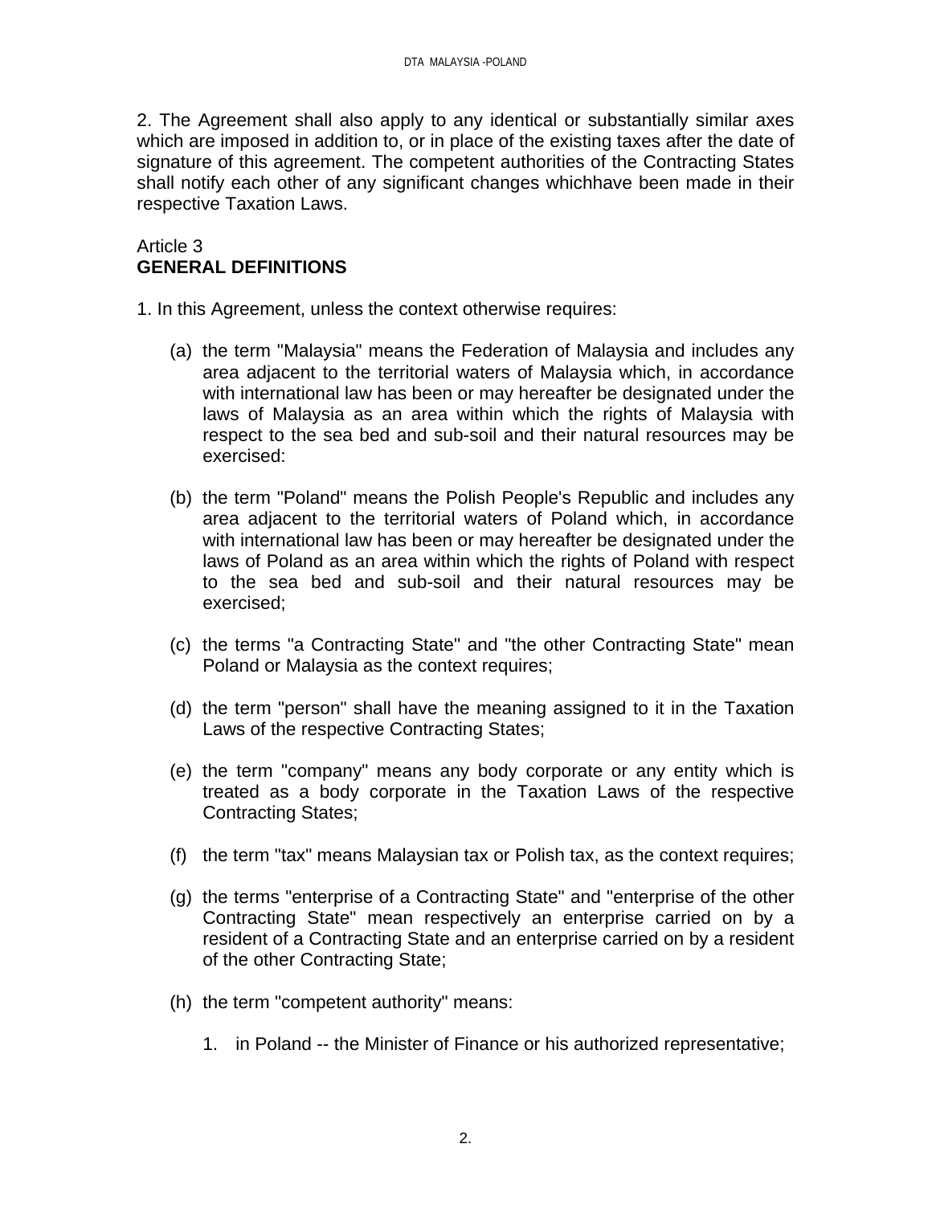2. The Agreement shall also apply to any identical or substantially similar axes which are imposed in addition to, or in place of the existing taxes after the date of signature of this agreement. The competent authorities of the Contracting States shall notify each other of any significant changes whichhave been made in their respective Taxation Laws.

Article 3
**GENERAL DEFINITIONS**

1. In this Agreement, unless the context otherwise requires:

   (a) the term "Malaysia" means the Federation of Malaysia and includes any area adjacent to the territorial waters of Malaysia which, in accordance with international law has been or may hereafter be designated under the laws of Malaysia as an area within which the rights of Malaysia with respect to the sea bed and sub-soil and their natural resources may be exercised:

   (b) the term "Poland" means the Polish People's Republic and includes any area adjacent to the territorial waters of Poland which, in accordance with international law has been or may hereafter be designated under the laws of Poland as an area within which the rights of Poland with respect to the sea bed and sub-soil and their natural resources may be exercised;

   (c) the terms "a Contracting State" and "the other Contracting State" mean Poland or Malaysia as the context requires;

   (d) the term "person" shall have the meaning assigned to it in the Taxation Laws of the respective Contracting States;

   (e) the term "company" means any body corporate or any entity which is treated as a body corporate in the Taxation Laws of the respective Contracting States;

   (f) the term "tax" means Malaysian tax or Polish tax, as the context requires;

   (g) the terms "enterprise of a Contracting State" and "enterprise of the other Contracting State" mean respectively an enterprise carried on by a resident of a Contracting State and an enterprise carried on by a resident of the other Contracting State;

   (h) the term "competent authority" means:

      1. in Poland -- the Minister of Finance or his authorized representative;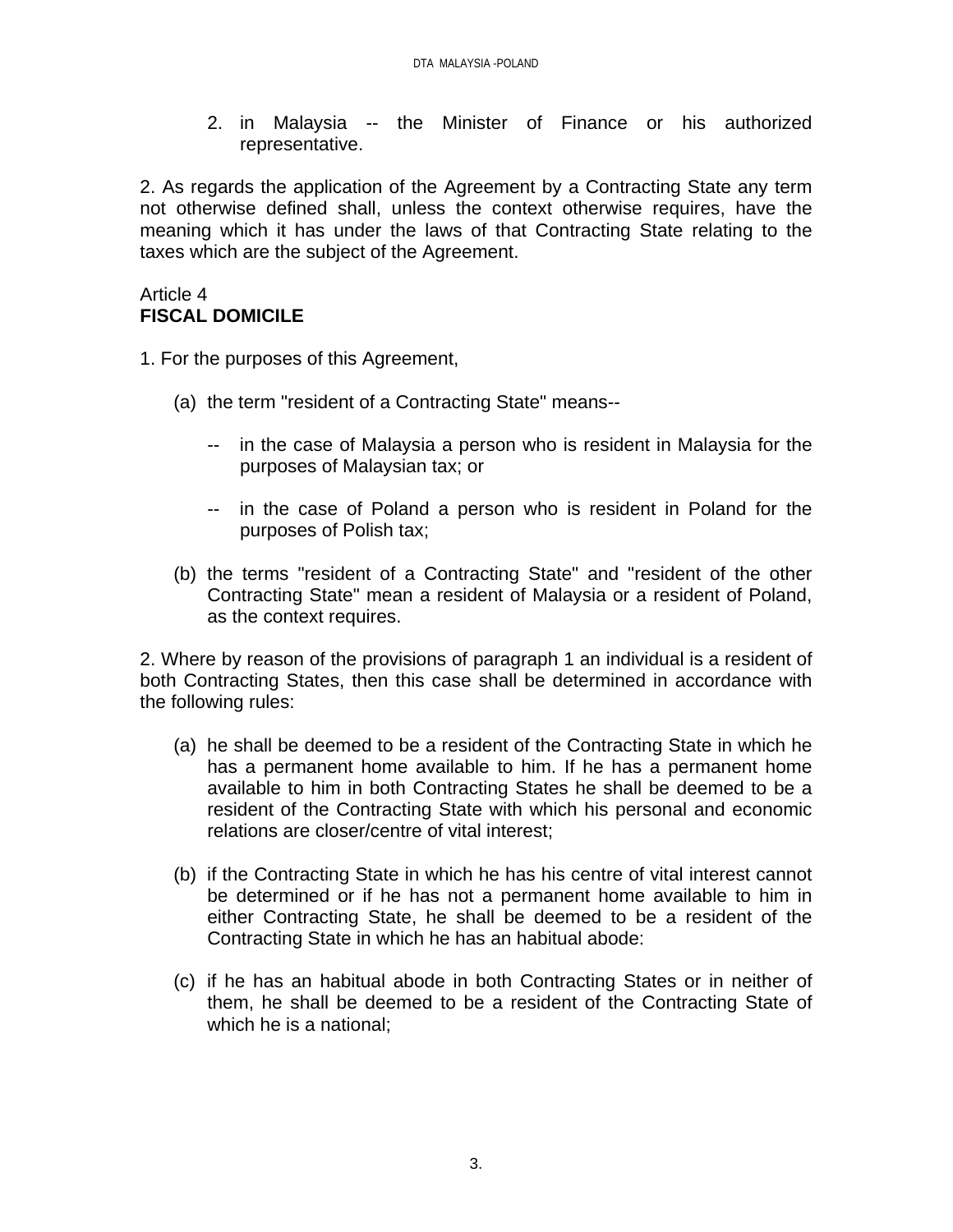2. in Malaysia -- the Minister of Finance or his authorized representative.

2. As regards the application of the Agreement by a Contracting State any term not otherwise defined shall, unless the context otherwise requires, have the meaning which it has under the laws of that Contracting State relating to the taxes which are the subject of the Agreement.

Article 4
**FISCAL DOMICILE**

1. For the purposes of this Agreement,

(a) the term "resident of a Contracting State" means--

-- in the case of Malaysia a person who is resident in Malaysia for the purposes of Malaysian tax; or

-- in the case of Poland a person who is resident in Poland for the purposes of Polish tax;

(b) the terms "resident of a Contracting State" and "resident of the other Contracting State" mean a resident of Malaysia or a resident of Poland, as the context requires.

2. Where by reason of the provisions of paragraph 1 an individual is a resident of both Contracting States, then this case shall be determined in accordance with the following rules:

(a) he shall be deemed to be a resident of the Contracting State in which he has a permanent home available to him. If he has a permanent home available to him in both Contracting States he shall be deemed to be a resident of the Contracting State with which his personal and economic relations are closer/centre of vital interest;

(b) if the Contracting State in which he has his centre of vital interest cannot be determined or if he has not a permanent home available to him in either Contracting State, he shall be deemed to be a resident of the Contracting State in which he has an habitual abode:

(c) if he has an habitual abode in both Contracting States or in neither of them, he shall be deemed to be a resident of the Contracting State of which he is a national;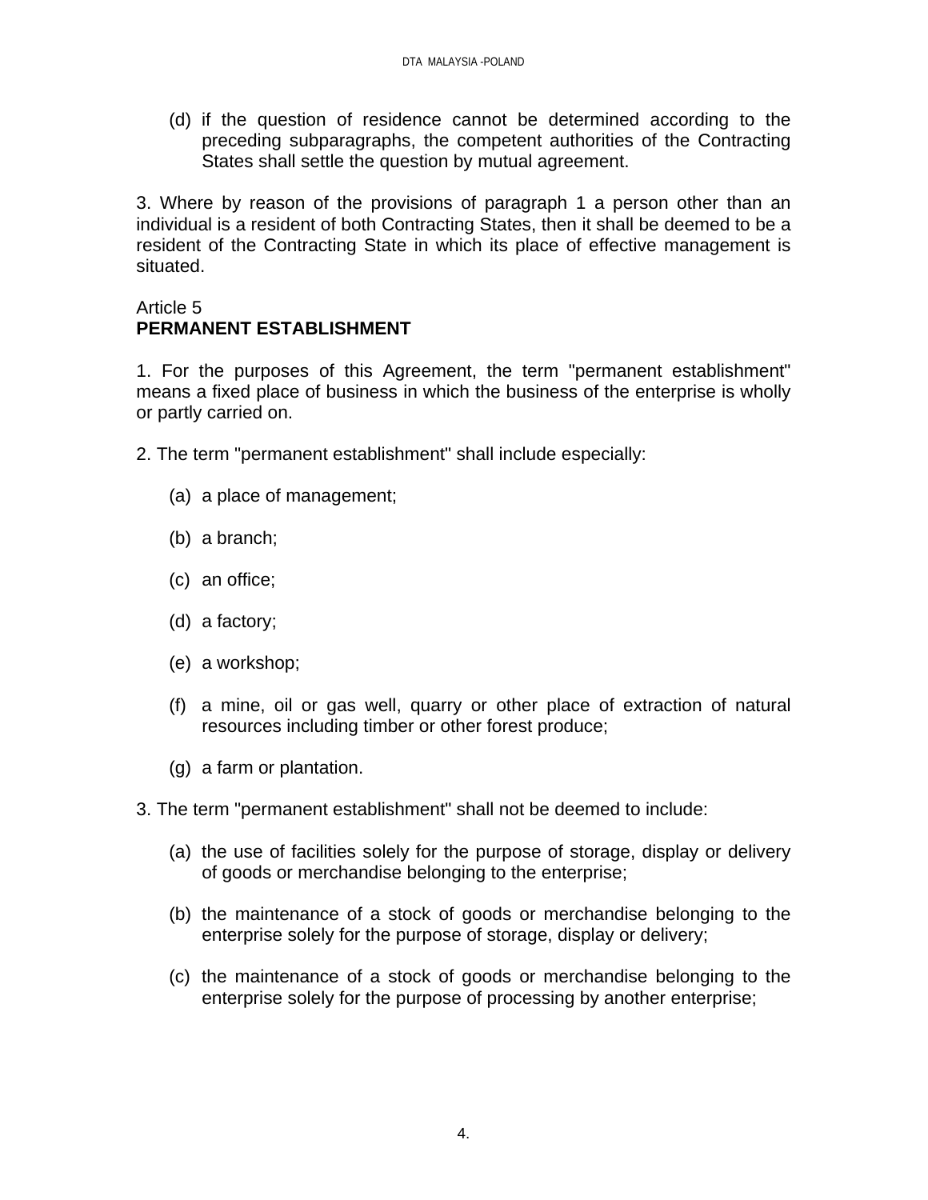(d) if the question of residence cannot be determined according to the preceding subparagraphs, the competent authorities of the Contracting States shall settle the question by mutual agreement.

3. Where by reason of the provisions of paragraph 1 a person other than an individual is a resident of both Contracting States, then it shall be deemed to be a resident of the Contracting State in which its place of effective management is situated.

Article 5
**PERMANENT ESTABLISHMENT**

1. For the purposes of this Agreement, the term "permanent establishment" means a fixed place of business in which the business of the enterprise is wholly or partly carried on.

2. The term "permanent establishment" shall include especially:

(a) a place of management;

(b) a branch;

(c) an office;

(d) a factory;

(e) a workshop;

(f) a mine, oil or gas well, quarry or other place of extraction of natural resources including timber or other forest produce;

(g) a farm or plantation.

3. The term "permanent establishment" shall not be deemed to include:

(a) the use of facilities solely for the purpose of storage, display or delivery of goods or merchandise belonging to the enterprise;

(b) the maintenance of a stock of goods or merchandise belonging to the enterprise solely for the purpose of storage, display or delivery;

(c) the maintenance of a stock of goods or merchandise belonging to the enterprise solely for the purpose of processing by another enterprise;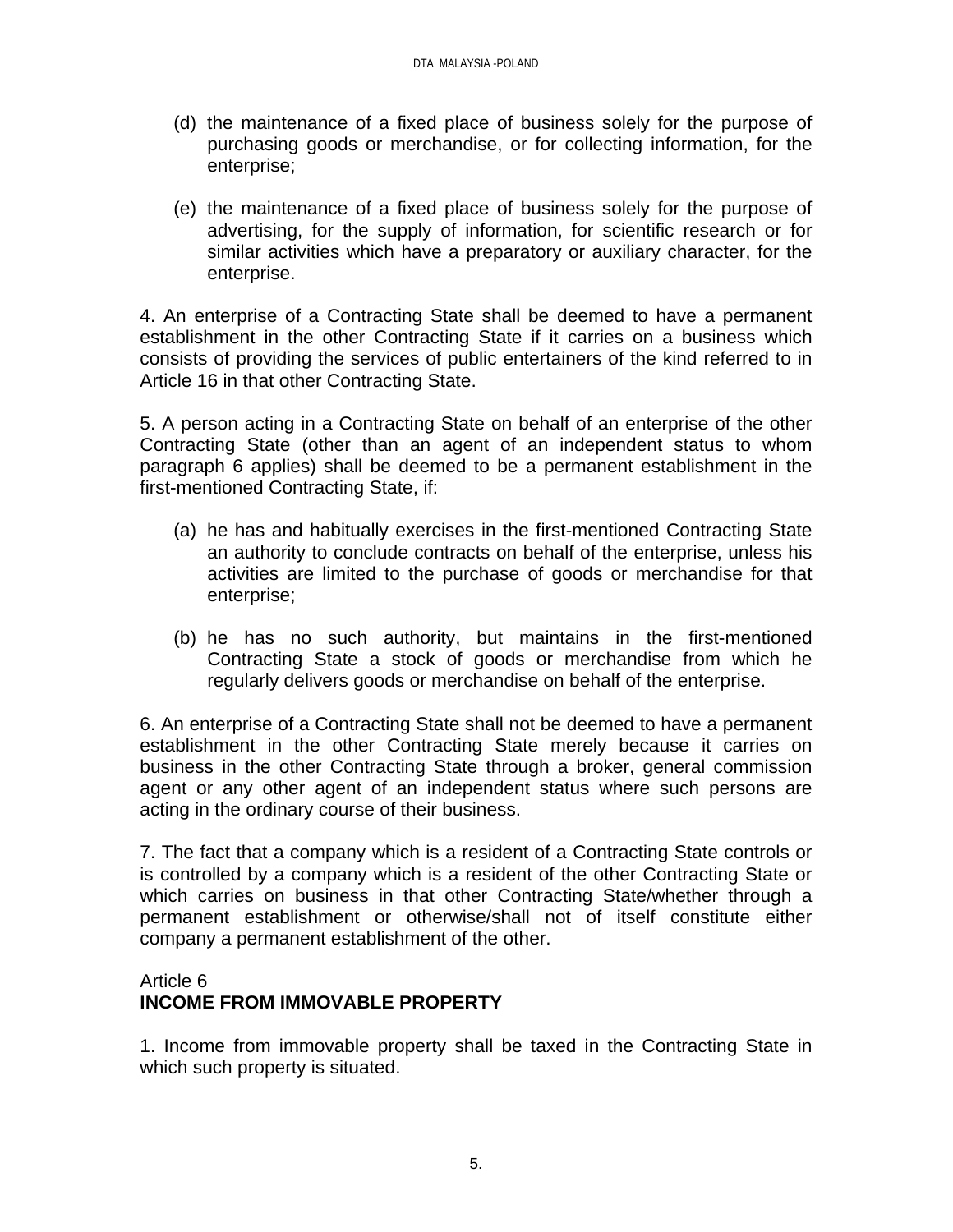(d) the maintenance of a fixed place of business solely for the purpose of purchasing goods or merchandise, or for collecting information, for the enterprise;

(e) the maintenance of a fixed place of business solely for the purpose of advertising, for the supply of information, for scientific research or for similar activities which have a preparatory or auxiliary character, for the enterprise.

4. An enterprise of a Contracting State shall be deemed to have a permanent establishment in the other Contracting State if it carries on a business which consists of providing the services of public entertainers of the kind referred to in Article 16 in that other Contracting State.

5. A person acting in a Contracting State on behalf of an enterprise of the other Contracting State (other than an agent of an independent status to whom paragraph 6 applies) shall be deemed to be a permanent establishment in the first-mentioned Contracting State, if:

(a) he has and habitually exercises in the first-mentioned Contracting State an authority to conclude contracts on behalf of the enterprise, unless his activities are limited to the purchase of goods or merchandise for that enterprise;

(b) he has no such authority, but maintains in the first-mentioned Contracting State a stock of goods or merchandise from which he regularly delivers goods or merchandise on behalf of the enterprise.

6. An enterprise of a Contracting State shall not be deemed to have a permanent establishment in the other Contracting State merely because it carries on business in the other Contracting State through a broker, general commission agent or any other agent of an independent status where such persons are acting in the ordinary course of their business.

7. The fact that a company which is a resident of a Contracting State controls or is controlled by a company which is a resident of the other Contracting State or which carries on business in that other Contracting State/whether through a permanent establishment or otherwise/shall not of itself constitute either company a permanent establishment of the other.

Article 6
**INCOME FROM IMMOVABLE PROPERTY**

1. Income from immovable property shall be taxed in the Contracting State in which such property is situated.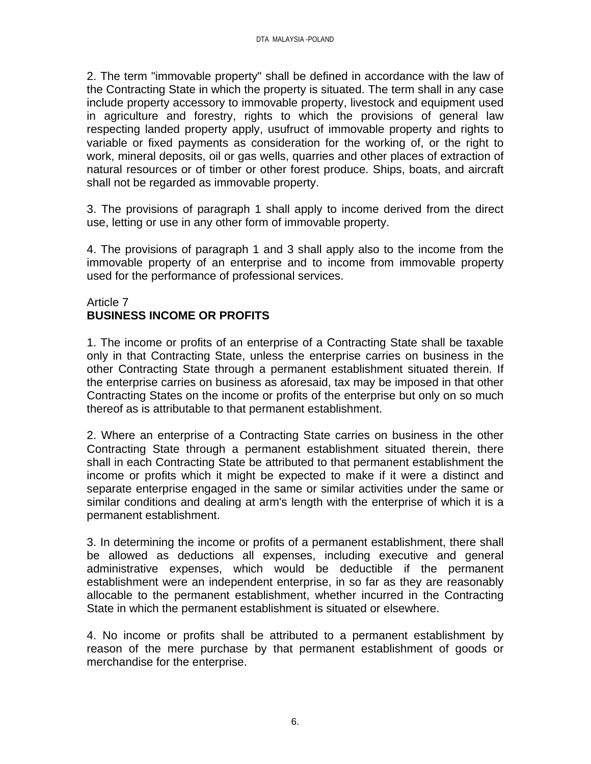2. The term "immovable property" shall be defined in accordance with the law of the Contracting State in which the property is situated. The term shall in any case include property accessory to immovable property, livestock and equipment used in agriculture and forestry, rights to which the provisions of general law respecting landed property apply, usufruct of immovable property and rights to variable or fixed payments as consideration for the working of, or the right to work, mineral deposits, oil or gas wells, quarries and other places of extraction of natural resources or of timber or other forest produce. Ships, boats, and aircraft shall not be regarded as immovable property.

3. The provisions of paragraph 1 shall apply to income derived from the direct use, letting or use in any other form of immovable property.

4. The provisions of paragraph 1 and 3 shall apply also to the income from the immovable property of an enterprise and to income from immovable property used for the performance of professional services.

Article 7
**BUSINESS INCOME OR PROFITS**

1. The income or profits of an enterprise of a Contracting State shall be taxable only in that Contracting State, unless the enterprise carries on business in the other Contracting State through a permanent establishment situated therein. If the enterprise carries on business as aforesaid, tax may be imposed in that other Contracting States on the income or profits of the enterprise but only on so much thereof as is attributable to that permanent establishment.

2. Where an enterprise of a Contracting State carries on business in the other Contracting State through a permanent establishment situated therein, there shall in each Contracting State be attributed to that permanent establishment the income or profits which it might be expected to make if it were a distinct and separate enterprise engaged in the same or similar activities under the same or similar conditions and dealing at arm's length with the enterprise of which it is a permanent establishment.

3. In determining the income or profits of a permanent establishment, there shall be allowed as deductions all expenses, including executive and general administrative expenses, which would be deductible if the permanent establishment were an independent enterprise, in so far as they are reasonably allocable to the permanent establishment, whether incurred in the Contracting State in which the permanent establishment is situated or elsewhere.

4. No income or profits shall be attributed to a permanent establishment by reason of the mere purchase by that permanent establishment of goods or merchandise for the enterprise.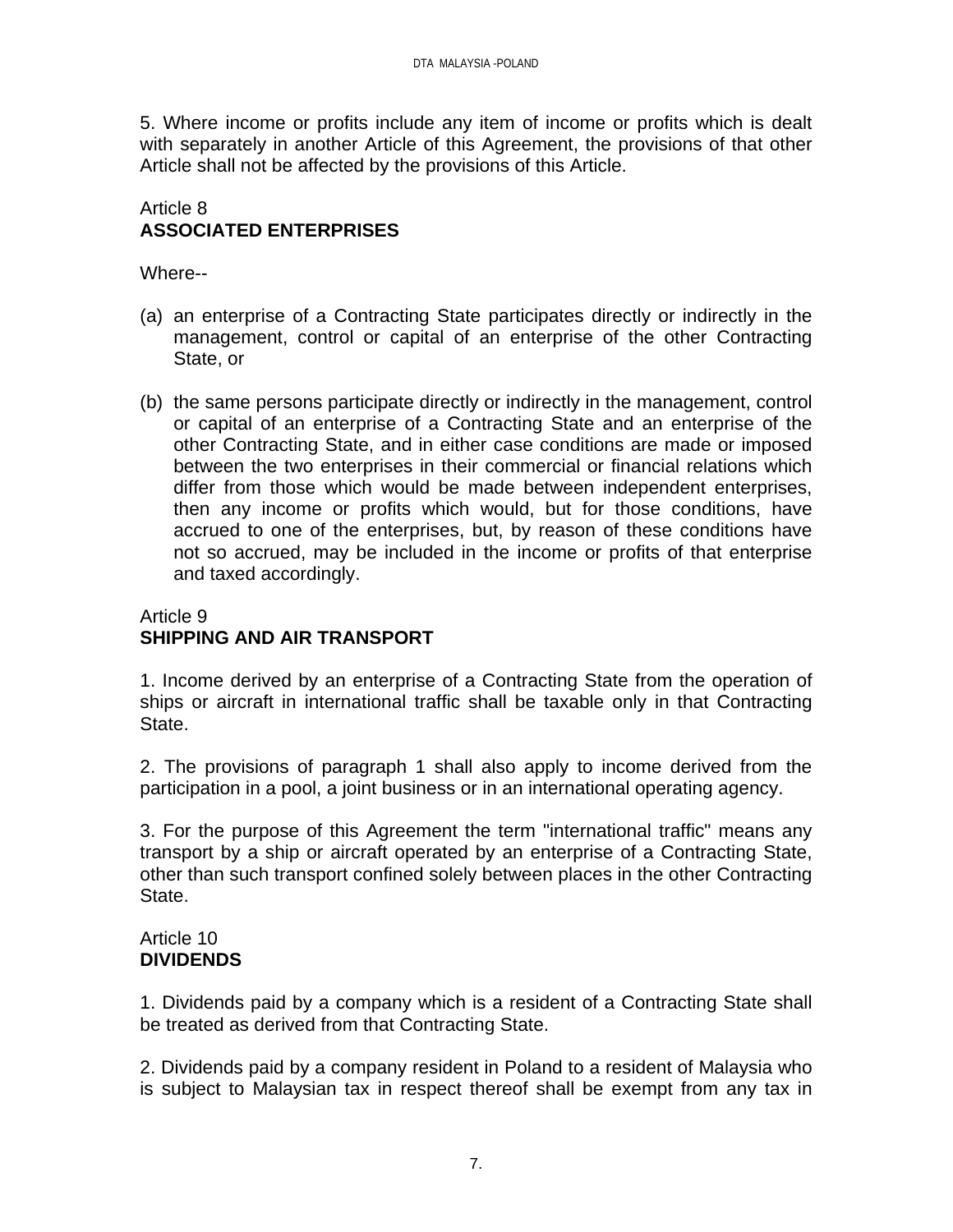5. Where income or profits include any item of income or profits which is dealt with separately in another Article of this Agreement, the provisions of that other Article shall not be affected by the provisions of this Article.

Article 8
**ASSOCIATED ENTERPRISES**

Where--

(a) an enterprise of a Contracting State participates directly or indirectly in the management, control or capital of an enterprise of the other Contracting State, or

(b) the same persons participate directly or indirectly in the management, control or capital of an enterprise of a Contracting State and an enterprise of the other Contracting State, and in either case conditions are made or imposed between the two enterprises in their commercial or financial relations which differ from those which would be made between independent enterprises, then any income or profits which would, but for those conditions, have accrued to one of the enterprises, but, by reason of these conditions have not so accrued, may be included in the income or profits of that enterprise and taxed accordingly.

Article 9
**SHIPPING AND AIR TRANSPORT**

1. Income derived by an enterprise of a Contracting State from the operation of ships or aircraft in international traffic shall be taxable only in that Contracting State.

2. The provisions of paragraph 1 shall also apply to income derived from the participation in a pool, a joint business or in an international operating agency.

3. For the purpose of this Agreement the term "international traffic" means any transport by a ship or aircraft operated by an enterprise of a Contracting State, other than such transport confined solely between places in the other Contracting State.

Article 10
**DIVIDENDS**

1. Dividends paid by a company which is a resident of a Contracting State shall be treated as derived from that Contracting State.

2. Dividends paid by a company resident in Poland to a resident of Malaysia who is subject to Malaysian tax in respect thereof shall be exempt from any tax in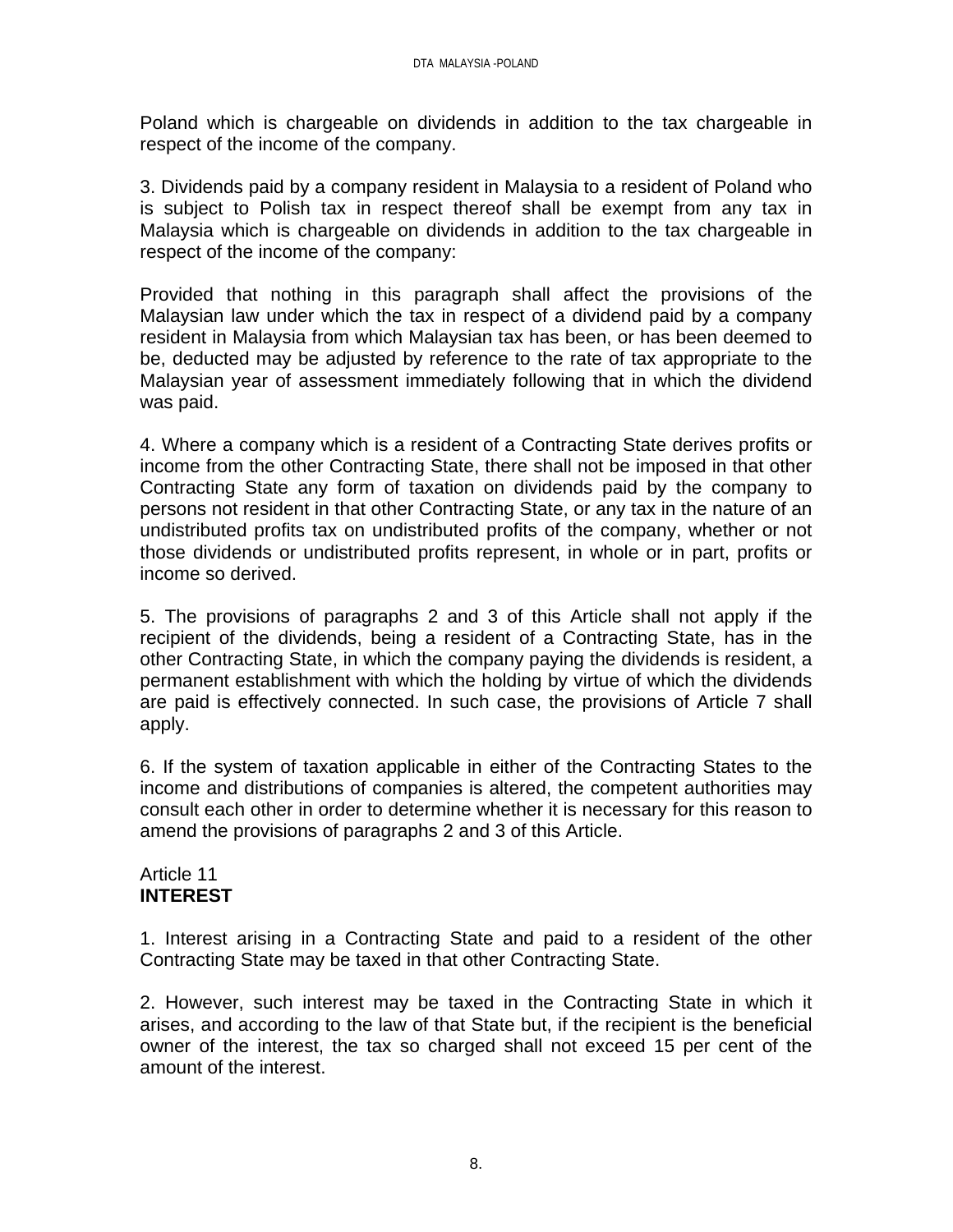Poland which is chargeable on dividends in addition to the tax chargeable in respect of the income of the company.

3. Dividends paid by a company resident in Malaysia to a resident of Poland who is subject to Polish tax in respect thereof shall be exempt from any tax in Malaysia which is chargeable on dividends in addition to the tax chargeable in respect of the income of the company:

Provided that nothing in this paragraph shall affect the provisions of the Malaysian law under which the tax in respect of a dividend paid by a company resident in Malaysia from which Malaysian tax has been, or has been deemed to be, deducted may be adjusted by reference to the rate of tax appropriate to the Malaysian year of assessment immediately following that in which the dividend was paid.

4. Where a company which is a resident of a Contracting State derives profits or income from the other Contracting State, there shall not be imposed in that other Contracting State any form of taxation on dividends paid by the company to persons not resident in that other Contracting State, or any tax in the nature of an undistributed profits tax on undistributed profits of the company, whether or not those dividends or undistributed profits represent, in whole or in part, profits or income so derived.

5. The provisions of paragraphs 2 and 3 of this Article shall not apply if the recipient of the dividends, being a resident of a Contracting State, has in the other Contracting State, in which the company paying the dividends is resident, a permanent establishment with which the holding by virtue of which the dividends are paid is effectively connected. In such case, the provisions of Article 7 shall apply.

6. If the system of taxation applicable in either of the Contracting States to the income and distributions of companies is altered, the competent authorities may consult each other in order to determine whether it is necessary for this reason to amend the provisions of paragraphs 2 and 3 of this Article.

Article 11
**INTEREST**

1. Interest arising in a Contracting State and paid to a resident of the other Contracting State may be taxed in that other Contracting State.

2. However, such interest may be taxed in the Contracting State in which it arises, and according to the law of that State but, if the recipient is the beneficial owner of the interest, the tax so charged shall not exceed 15 per cent of the amount of the interest.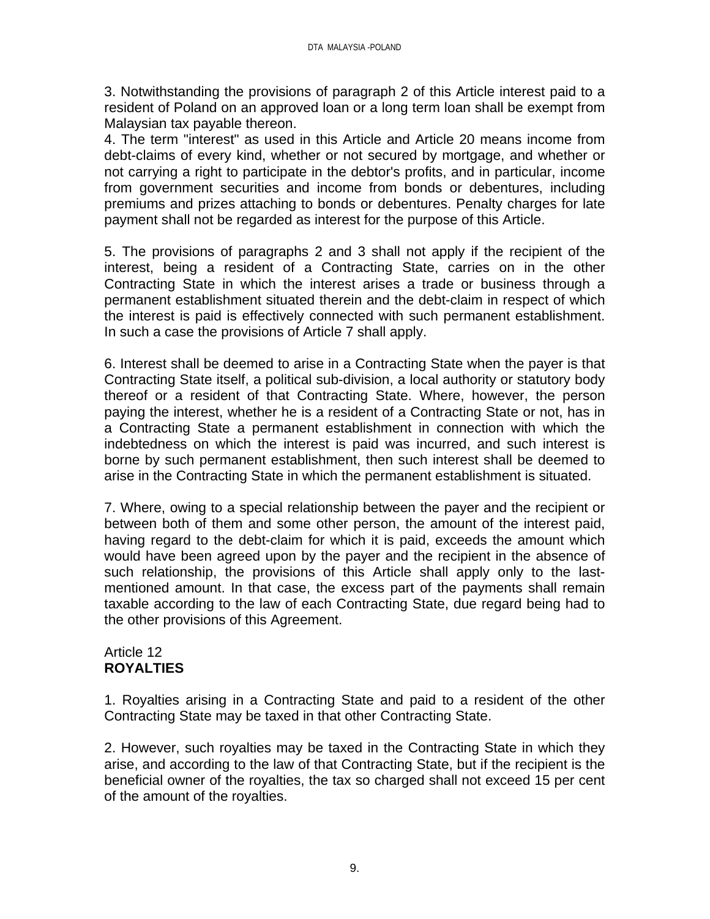3. Notwithstanding the provisions of paragraph 2 of this Article interest paid to a resident of Poland on an approved loan or a long term loan shall be exempt from Malaysian tax payable thereon.

4. The term "interest" as used in this Article and Article 20 means income from debt-claims of every kind, whether or not secured by mortgage, and whether or not carrying a right to participate in the debtor's profits, and in particular, income from government securities and income from bonds or debentures, including premiums and prizes attaching to bonds or debentures. Penalty charges for late payment shall not be regarded as interest for the purpose of this Article.

5. The provisions of paragraphs 2 and 3 shall not apply if the recipient of the interest, being a resident of a Contracting State, carries on in the other Contracting State in which the interest arises a trade or business through a permanent establishment situated therein and the debt-claim in respect of which the interest is paid is effectively connected with such permanent establishment. In such a case the provisions of Article 7 shall apply.

6. Interest shall be deemed to arise in a Contracting State when the payer is that Contracting State itself, a political sub-division, a local authority or statutory body thereof or a resident of that Contracting State. Where, however, the person paying the interest, whether he is a resident of a Contracting State or not, has in a Contracting State a permanent establishment in connection with which the indebtedness on which the interest is paid was incurred, and such interest is borne by such permanent establishment, then such interest shall be deemed to arise in the Contracting State in which the permanent establishment is situated.

7. Where, owing to a special relationship between the payer and the recipient or between both of them and some other person, the amount of the interest paid, having regard to the debt-claim for which it is paid, exceeds the amount which would have been agreed upon by the payer and the recipient in the absence of such relationship, the provisions of this Article shall apply only to the last-mentioned amount. In that case, the excess part of the payments shall remain taxable according to the law of each Contracting State, due regard being had to the other provisions of this Agreement.

## Article 12
## **ROYALTIES**

1. Royalties arising in a Contracting State and paid to a resident of the other Contracting State may be taxed in that other Contracting State.

2. However, such royalties may be taxed in the Contracting State in which they arise, and according to the law of that Contracting State, but if the recipient is the beneficial owner of the royalties, the tax so charged shall not exceed 15 per cent of the amount of the royalties.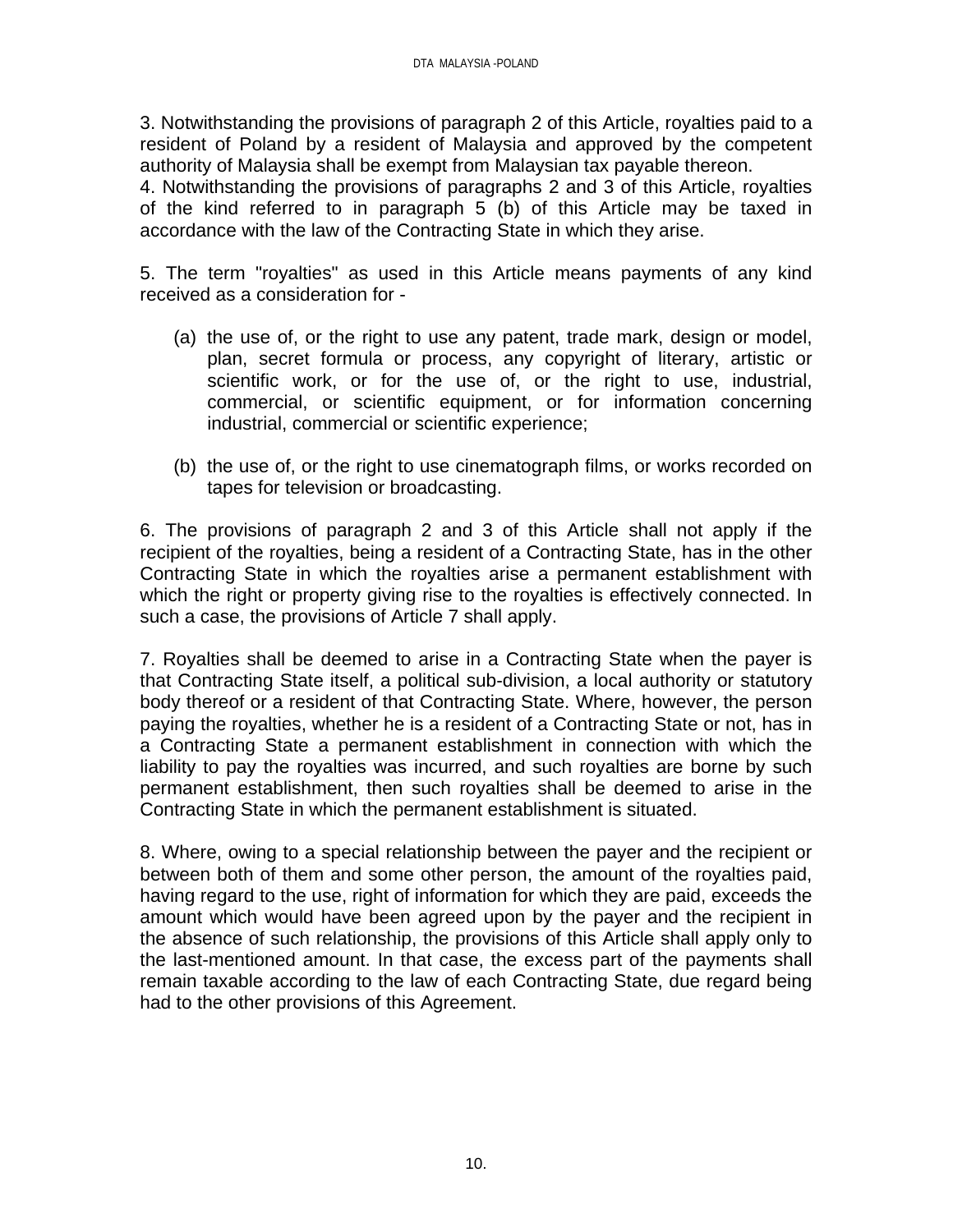3. Notwithstanding the provisions of paragraph 2 of this Article, royalties paid to a resident of Poland by a resident of Malaysia and approved by the competent authority of Malaysia shall be exempt from Malaysian tax payable thereon.

4. Notwithstanding the provisions of paragraphs 2 and 3 of this Article, royalties of the kind referred to in paragraph 5 (b) of this Article may be taxed in accordance with the law of the Contracting State in which they arise.

5. The term "royalties" as used in this Article means payments of any kind received as a consideration for -

(a) the use of, or the right to use any patent, trade mark, design or model, plan, secret formula or process, any copyright of literary, artistic or scientific work, or for the use of, or the right to use, industrial, commercial, or scientific equipment, or for information concerning industrial, commercial or scientific experience;

(b) the use of, or the right to use cinematograph films, or works recorded on tapes for television or broadcasting.

6. The provisions of paragraph 2 and 3 of this Article shall not apply if the recipient of the royalties, being a resident of a Contracting State, has in the other Contracting State in which the royalties arise a permanent establishment with which the right or property giving rise to the royalties is effectively connected. In such a case, the provisions of Article 7 shall apply.

7. Royalties shall be deemed to arise in a Contracting State when the payer is that Contracting State itself, a political sub-division, a local authority or statutory body thereof or a resident of that Contracting State. Where, however, the person paying the royalties, whether he is a resident of a Contracting State or not, has in a Contracting State a permanent establishment in connection with which the liability to pay the royalties was incurred, and such royalties are borne by such permanent establishment, then such royalties shall be deemed to arise in the Contracting State in which the permanent establishment is situated.

8. Where, owing to a special relationship between the payer and the recipient or between both of them and some other person, the amount of the royalties paid, having regard to the use, right of information for which they are paid, exceeds the amount which would have been agreed upon by the payer and the recipient in the absence of such relationship, the provisions of this Article shall apply only to the last-mentioned amount. In that case, the excess part of the payments shall remain taxable according to the law of each Contracting State, due regard being had to the other provisions of this Agreement.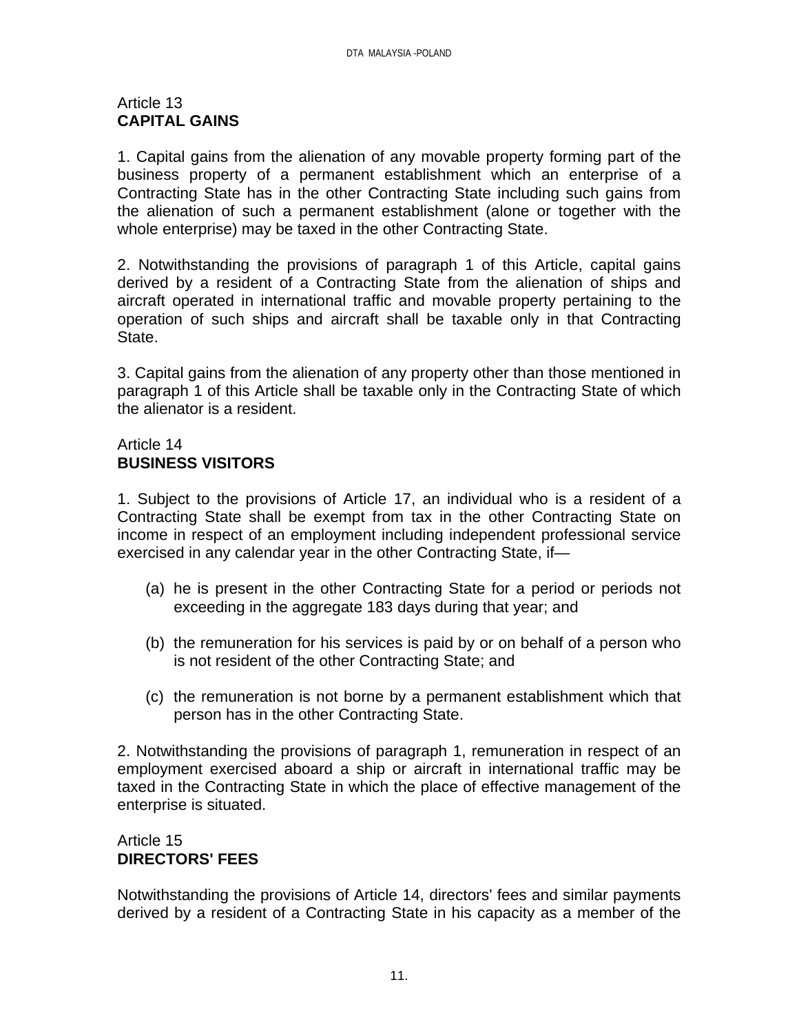## Article 13
**CAPITAL GAINS**

1. Capital gains from the alienation of any movable property forming part of the business property of a permanent establishment which an enterprise of a Contracting State has in the other Contracting State including such gains from the alienation of such a permanent establishment (alone or together with the whole enterprise) may be taxed in the other Contracting State.

2. Notwithstanding the provisions of paragraph 1 of this Article, capital gains derived by a resident of a Contracting State from the alienation of ships and aircraft operated in international traffic and movable property pertaining to the operation of such ships and aircraft shall be taxable only in that Contracting State.

3. Capital gains from the alienation of any property other than those mentioned in paragraph 1 of this Article shall be taxable only in the Contracting State of which the alienator is a resident.

## Article 14
**BUSINESS VISITORS**

1. Subject to the provisions of Article 17, an individual who is a resident of a Contracting State shall be exempt from tax in the other Contracting State on income in respect of an employment including independent professional service exercised in any calendar year in the other Contracting State, if—

(a) he is present in the other Contracting State for a period or periods not exceeding in the aggregate 183 days during that year; and

(b) the remuneration for his services is paid by or on behalf of a person who is not resident of the other Contracting State; and

(c) the remuneration is not borne by a permanent establishment which that person has in the other Contracting State.

2. Notwithstanding the provisions of paragraph 1, remuneration in respect of an employment exercised aboard a ship or aircraft in international traffic may be taxed in the Contracting State in which the place of effective management of the enterprise is situated.

## Article 15
**DIRECTORS' FEES**

Notwithstanding the provisions of Article 14, directors' fees and similar payments derived by a resident of a Contracting State in his capacity as a member of the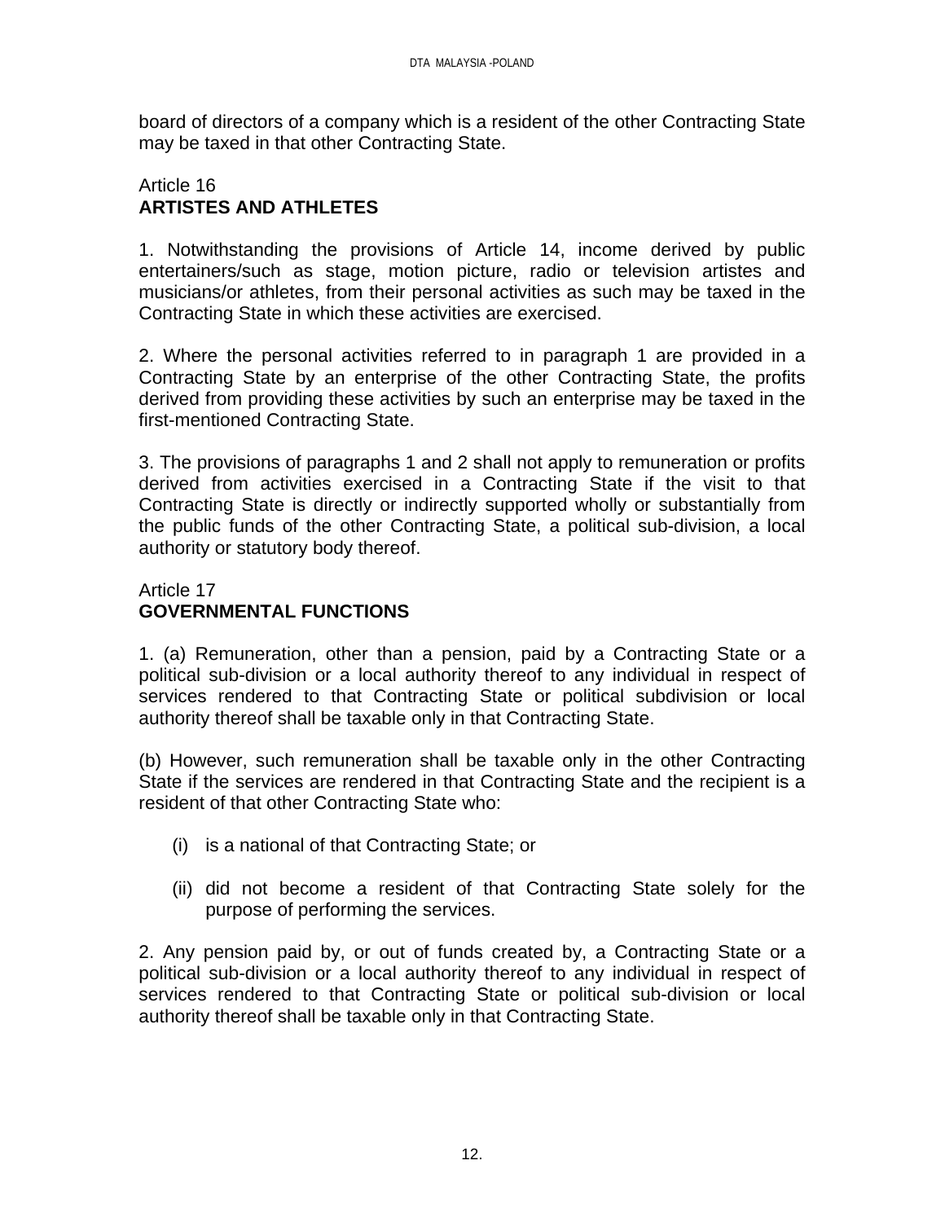board of directors of a company which is a resident of the other Contracting State may be taxed in that other Contracting State.

Article 16
**ARTISTES AND ATHLETES**

1. Notwithstanding the provisions of Article 14, income derived by public entertainers/such as stage, motion picture, radio or television artistes and musicians/or athletes, from their personal activities as such may be taxed in the Contracting State in which these activities are exercised.

2. Where the personal activities referred to in paragraph 1 are provided in a Contracting State by an enterprise of the other Contracting State, the profits derived from providing these activities by such an enterprise may be taxed in the first-mentioned Contracting State.

3. The provisions of paragraphs 1 and 2 shall not apply to remuneration or profits derived from activities exercised in a Contracting State if the visit to that Contracting State is directly or indirectly supported wholly or substantially from the public funds of the other Contracting State, a political sub-division, a local authority or statutory body thereof.

Article 17
**GOVERNMENTAL FUNCTIONS**

1. (a) Remuneration, other than a pension, paid by a Contracting State or a political sub-division or a local authority thereof to any individual in respect of services rendered to that Contracting State or political subdivision or local authority thereof shall be taxable only in that Contracting State.

(b) However, such remuneration shall be taxable only in the other Contracting State if the services are rendered in that Contracting State and the recipient is a resident of that other Contracting State who:

(i) is a national of that Contracting State; or

(ii) did not become a resident of that Contracting State solely for the purpose of performing the services.

2. Any pension paid by, or out of funds created by, a Contracting State or a political sub-division or a local authority thereof to any individual in respect of services rendered to that Contracting State or political sub-division or local authority thereof shall be taxable only in that Contracting State.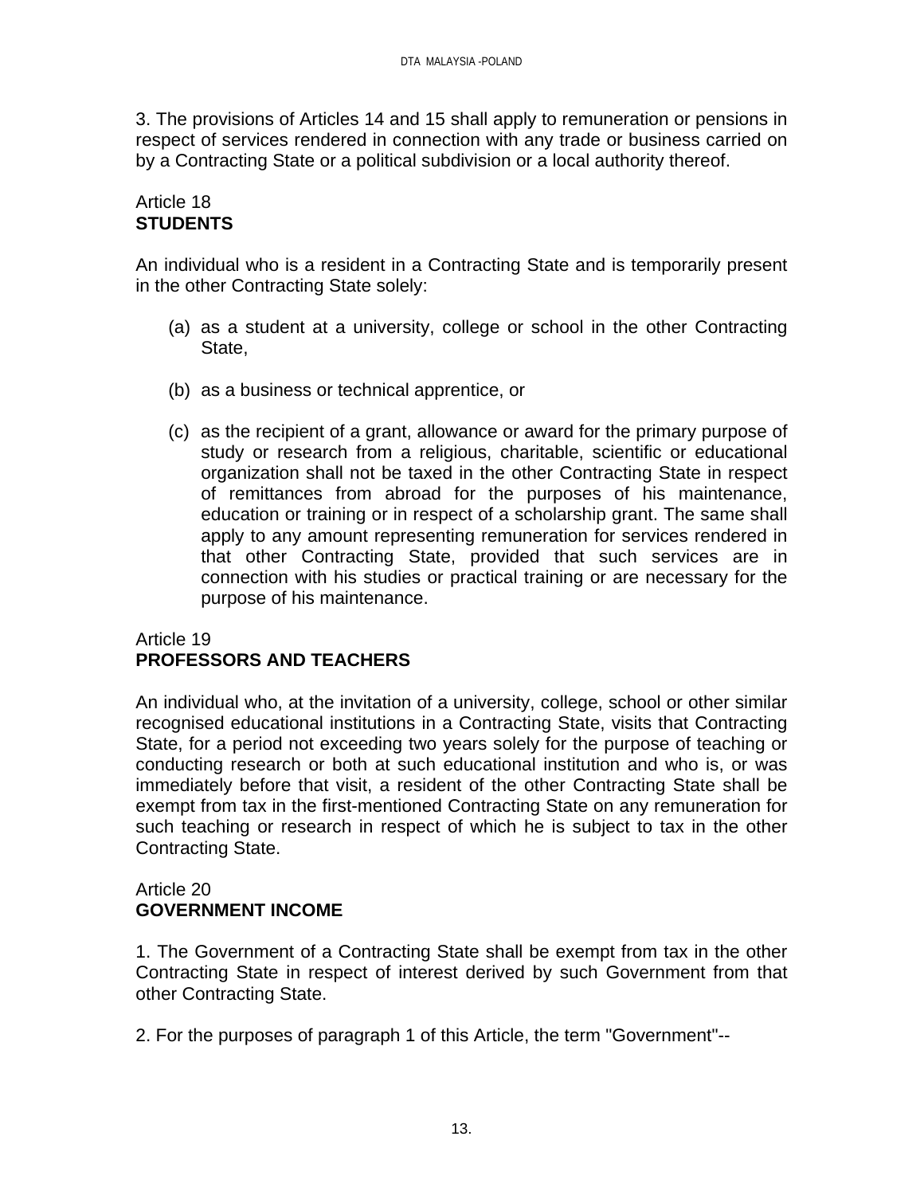3. The provisions of Articles 14 and 15 shall apply to remuneration or pensions in respect of services rendered in connection with any trade or business carried on by a Contracting State or a political subdivision or a local authority thereof.

Article 18
**STUDENTS**

An individual who is a resident in a Contracting State and is temporarily present in the other Contracting State solely:

(a) as a student at a university, college or school in the other Contracting State,

(b) as a business or technical apprentice, or

(c) as the recipient of a grant, allowance or award for the primary purpose of study or research from a religious, charitable, scientific or educational organization shall not be taxed in the other Contracting State in respect of remittances from abroad for the purposes of his maintenance, education or training or in respect of a scholarship grant. The same shall apply to any amount representing remuneration for services rendered in that other Contracting State, provided that such services are in connection with his studies or practical training or are necessary for the purpose of his maintenance.

Article 19
**PROFESSORS AND TEACHERS**

An individual who, at the invitation of a university, college, school or other similar recognised educational institutions in a Contracting State, visits that Contracting State, for a period not exceeding two years solely for the purpose of teaching or conducting research or both at such educational institution and who is, or was immediately before that visit, a resident of the other Contracting State shall be exempt from tax in the first-mentioned Contracting State on any remuneration for such teaching or research in respect of which he is subject to tax in the other Contracting State.

Article 20
**GOVERNMENT INCOME**

1. The Government of a Contracting State shall be exempt from tax in the other Contracting State in respect of interest derived by such Government from that other Contracting State.

2. For the purposes of paragraph 1 of this Article, the term "Government"--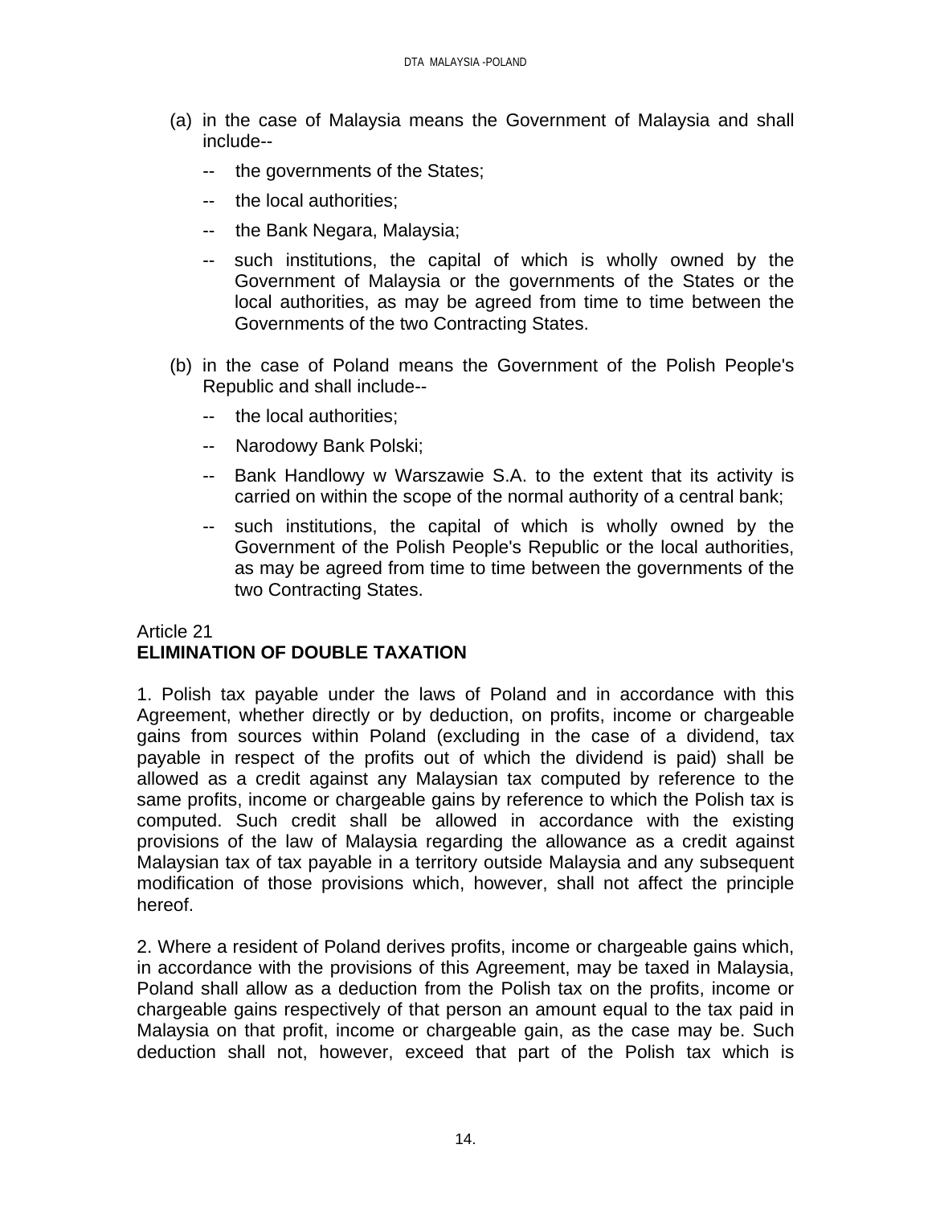(a) in the case of Malaysia means the Government of Malaysia and shall include--

   -- the governments of the States;

   -- the local authorities;

   -- the Bank Negara, Malaysia;

   -- such institutions, the capital of which is wholly owned by the Government of Malaysia or the governments of the States or the local authorities, as may be agreed from time to time between the Governments of the two Contracting States.

(b) in the case of Poland means the Government of the Polish People's Republic and shall include--

   -- the local authorities;

   -- Narodowy Bank Polski;

   -- Bank Handlowy w Warszawie S.A. to the extent that its activity is carried on within the scope of the normal authority of a central bank;

   -- such institutions, the capital of which is wholly owned by the Government of the Polish People's Republic or the local authorities, as may be agreed from time to time between the governments of the two Contracting States.

Article 21
**ELIMINATION OF DOUBLE TAXATION**

1. Polish tax payable under the laws of Poland and in accordance with this Agreement, whether directly or by deduction, on profits, income or chargeable gains from sources within Poland (excluding in the case of a dividend, tax payable in respect of the profits out of which the dividend is paid) shall be allowed as a credit against any Malaysian tax computed by reference to the same profits, income or chargeable gains by reference to which the Polish tax is computed. Such credit shall be allowed in accordance with the existing provisions of the law of Malaysia regarding the allowance as a credit against Malaysian tax of tax payable in a territory outside Malaysia and any subsequent modification of those provisions which, however, shall not affect the principle hereof.

2. Where a resident of Poland derives profits, income or chargeable gains which, in accordance with the provisions of this Agreement, may be taxed in Malaysia, Poland shall allow as a deduction from the Polish tax on the profits, income or chargeable gains respectively of that person an amount equal to the tax paid in Malaysia on that profit, income or chargeable gain, as the case may be. Such deduction shall not, however, exceed that part of the Polish tax which is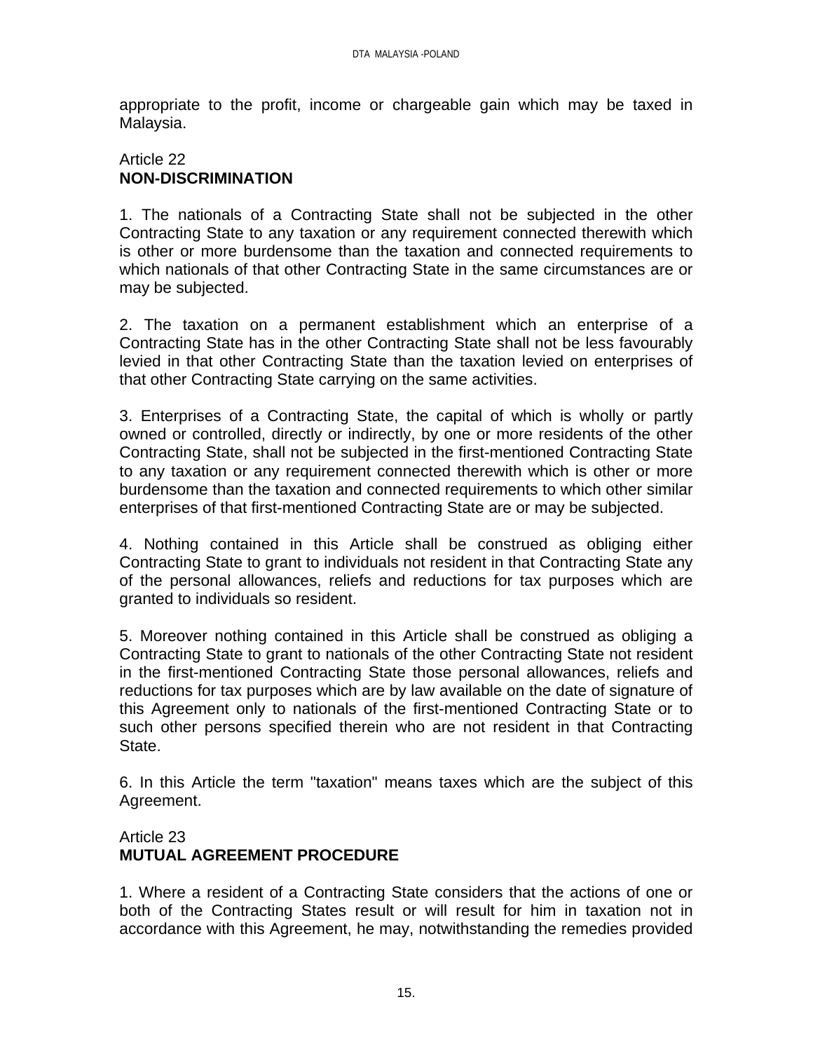appropriate to the profit, income or chargeable gain which may be taxed in Malaysia.

Article 22
**NON-DISCRIMINATION**

1. The nationals of a Contracting State shall not be subjected in the other Contracting State to any taxation or any requirement connected therewith which is other or more burdensome than the taxation and connected requirements to which nationals of that other Contracting State in the same circumstances are or may be subjected.

2. The taxation on a permanent establishment which an enterprise of a Contracting State has in the other Contracting State shall not be less favourably levied in that other Contracting State than the taxation levied on enterprises of that other Contracting State carrying on the same activities.

3. Enterprises of a Contracting State, the capital of which is wholly or partly owned or controlled, directly or indirectly, by one or more residents of the other Contracting State, shall not be subjected in the first-mentioned Contracting State to any taxation or any requirement connected therewith which is other or more burdensome than the taxation and connected requirements to which other similar enterprises of that first-mentioned Contracting State are or may be subjected.

4. Nothing contained in this Article shall be construed as obliging either Contracting State to grant to individuals not resident in that Contracting State any of the personal allowances, reliefs and reductions for tax purposes which are granted to individuals so resident.

5. Moreover nothing contained in this Article shall be construed as obliging a Contracting State to grant to nationals of the other Contracting State not resident in the first-mentioned Contracting State those personal allowances, reliefs and reductions for tax purposes which are by law available on the date of signature of this Agreement only to nationals of the first-mentioned Contracting State or to such other persons specified therein who are not resident in that Contracting State.

6. In this Article the term "taxation" means taxes which are the subject of this Agreement.

Article 23
**MUTUAL AGREEMENT PROCEDURE**

1. Where a resident of a Contracting State considers that the actions of one or both of the Contracting States result or will result for him in taxation not in accordance with this Agreement, he may, notwithstanding the remedies provided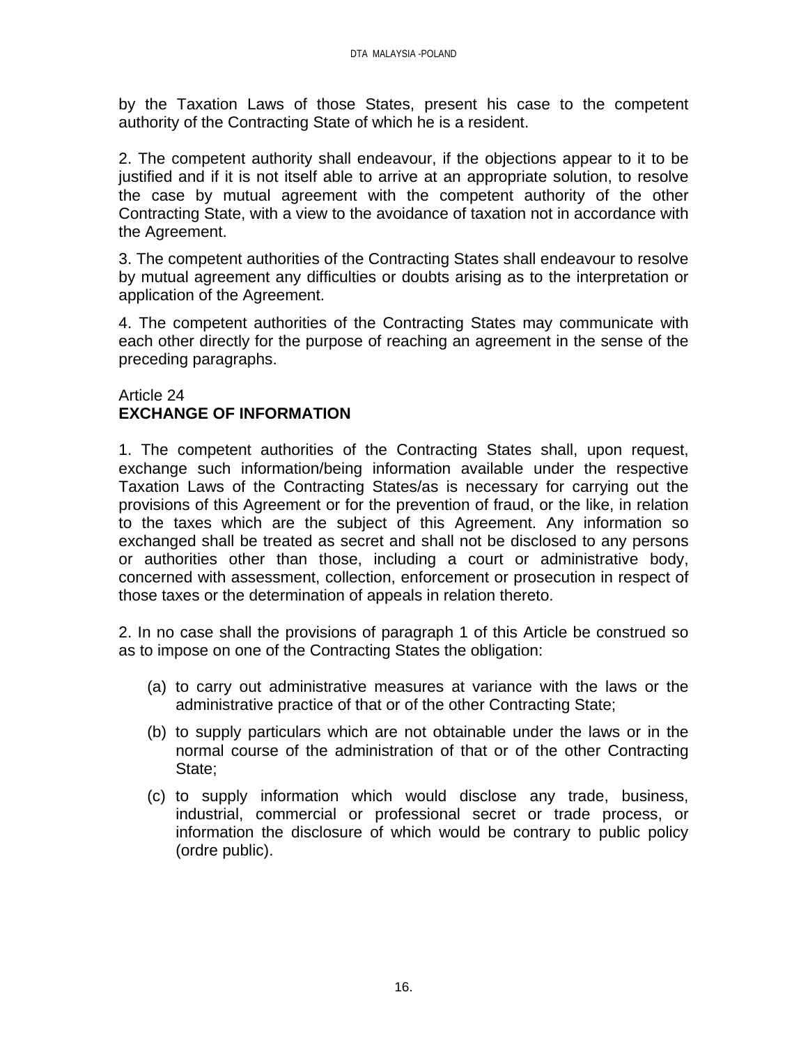by the Taxation Laws of those States, present his case to the competent authority of the Contracting State of which he is a resident.

2. The competent authority shall endeavour, if the objections appear to it to be justified and if it is not itself able to arrive at an appropriate solution, to resolve the case by mutual agreement with the competent authority of the other Contracting State, with a view to the avoidance of taxation not in accordance with the Agreement.

3. The competent authorities of the Contracting States shall endeavour to resolve by mutual agreement any difficulties or doubts arising as to the interpretation or application of the Agreement.

4. The competent authorities of the Contracting States may communicate with each other directly for the purpose of reaching an agreement in the sense of the preceding paragraphs.

Article 24
**EXCHANGE OF INFORMATION**

1. The competent authorities of the Contracting States shall, upon request, exchange such information/being information available under the respective Taxation Laws of the Contracting States/as is necessary for carrying out the provisions of this Agreement or for the prevention of fraud, or the like, in relation to the taxes which are the subject of this Agreement. Any information so exchanged shall be treated as secret and shall not be disclosed to any persons or authorities other than those, including a court or administrative body, concerned with assessment, collection, enforcement or prosecution in respect of those taxes or the determination of appeals in relation thereto.

2. In no case shall the provisions of paragraph 1 of this Article be construed so as to impose on one of the Contracting States the obligation:

(a) to carry out administrative measures at variance with the laws or the administrative practice of that or of the other Contracting State;

(b) to supply particulars which are not obtainable under the laws or in the normal course of the administration of that or of the other Contracting State;

(c) to supply information which would disclose any trade, business, industrial, commercial or professional secret or trade process, or information the disclosure of which would be contrary to public policy (ordre public).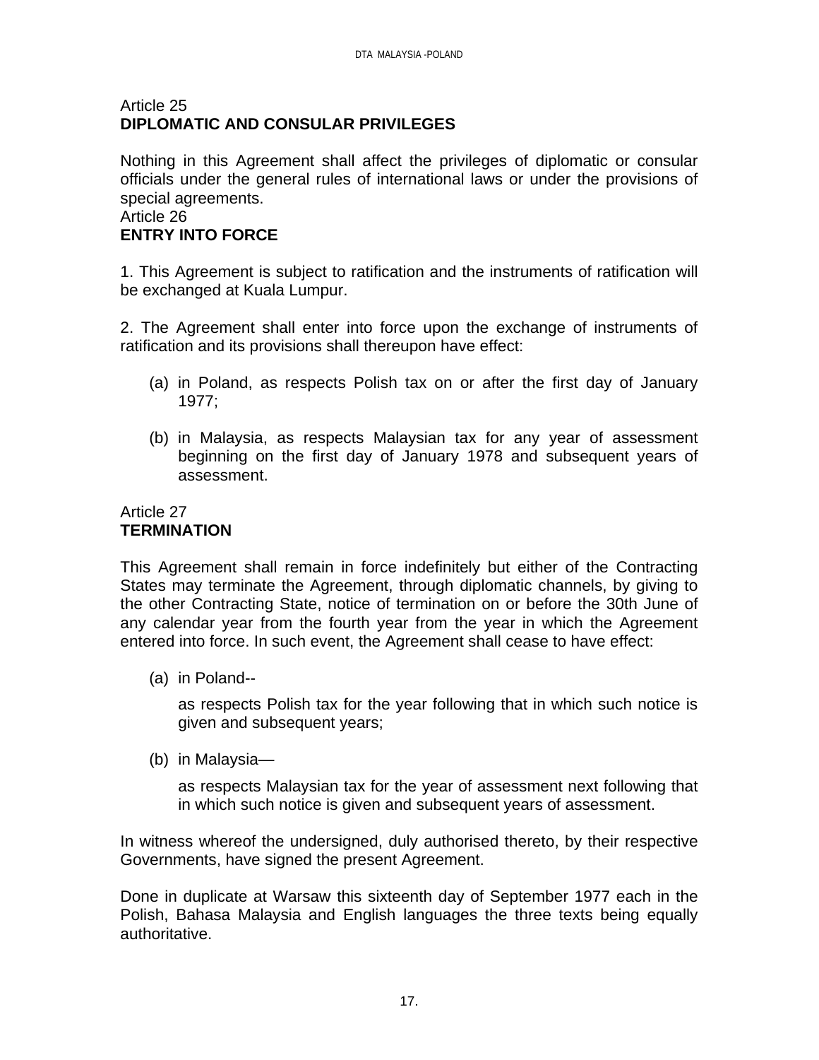Article 25
**DIPLOMATIC AND CONSULAR PRIVILEGES**

Nothing in this Agreement shall affect the privileges of diplomatic or consular officials under the general rules of international laws or under the provisions of special agreements.

Article 26
**ENTRY INTO FORCE**

1. This Agreement is subject to ratification and the instruments of ratification will be exchanged at Kuala Lumpur.

2. The Agreement shall enter into force upon the exchange of instruments of ratification and its provisions shall thereupon have effect:

   (a) in Poland, as respects Polish tax on or after the first day of January 1977;

   (b) in Malaysia, as respects Malaysian tax for any year of assessment beginning on the first day of January 1978 and subsequent years of assessment.

Article 27
**TERMINATION**

This Agreement shall remain in force indefinitely but either of the Contracting States may terminate the Agreement, through diplomatic channels, by giving to the other Contracting State, notice of termination on or before the 30th June of any calendar year from the fourth year from the year in which the Agreement entered into force. In such event, the Agreement shall cease to have effect:

   (a) in Poland--

   as respects Polish tax for the year following that in which such notice is given and subsequent years;

   (b) in Malaysia—

   as respects Malaysian tax for the year of assessment next following that in which such notice is given and subsequent years of assessment.

In witness whereof the undersigned, duly authorised thereto, by their respective Governments, have signed the present Agreement.

Done in duplicate at Warsaw this sixteenth day of September 1977 each in the Polish, Bahasa Malaysia and English languages the three texts being equally authoritative.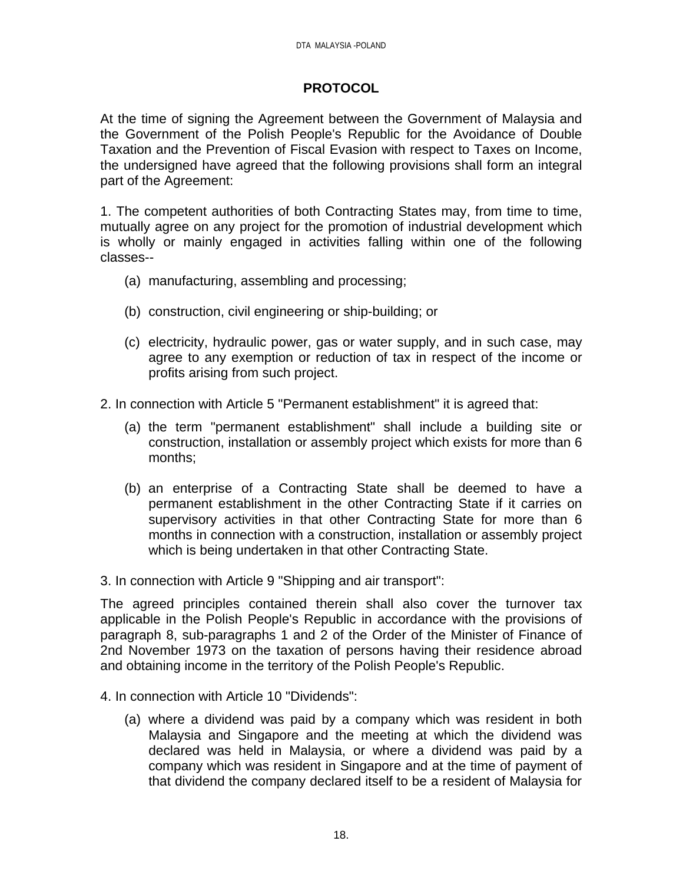# PROTOCOL

At the time of signing the Agreement between the Government of Malaysia and the Government of the Polish People's Republic for the Avoidance of Double Taxation and the Prevention of Fiscal Evasion with respect to Taxes on Income, the undersigned have agreed that the following provisions shall form an integral part of the Agreement:

1. The competent authorities of both Contracting States may, from time to time, mutually agree on any project for the promotion of industrial development which is wholly or mainly engaged in activities falling within one of the following classes--

   (a) manufacturing, assembling and processing;

   (b) construction, civil engineering or ship-building; or

   (c) electricity, hydraulic power, gas or water supply, and in such case, may agree to any exemption or reduction of tax in respect of the income or profits arising from such project.

2. In connection with Article 5 "Permanent establishment" it is agreed that:

   (a) the term "permanent establishment" shall include a building site or construction, installation or assembly project which exists for more than 6 months;

   (b) an enterprise of a Contracting State shall be deemed to have a permanent establishment in the other Contracting State if it carries on supervisory activities in that other Contracting State for more than 6 months in connection with a construction, installation or assembly project which is being undertaken in that other Contracting State.

3. In connection with Article 9 "Shipping and air transport":

The agreed principles contained therein shall also cover the turnover tax applicable in the Polish People's Republic in accordance with the provisions of paragraph 8, sub-paragraphs 1 and 2 of the Order of the Minister of Finance of 2nd November 1973 on the taxation of persons having their residence abroad and obtaining income in the territory of the Polish People's Republic.

4. In connection with Article 10 "Dividends":

   (a) where a dividend was paid by a company which was resident in both Malaysia and Singapore and the meeting at which the dividend was declared was held in Malaysia, or where a dividend was paid by a company which was resident in Singapore and at the time of payment of that dividend the company declared itself to be a resident of Malaysia for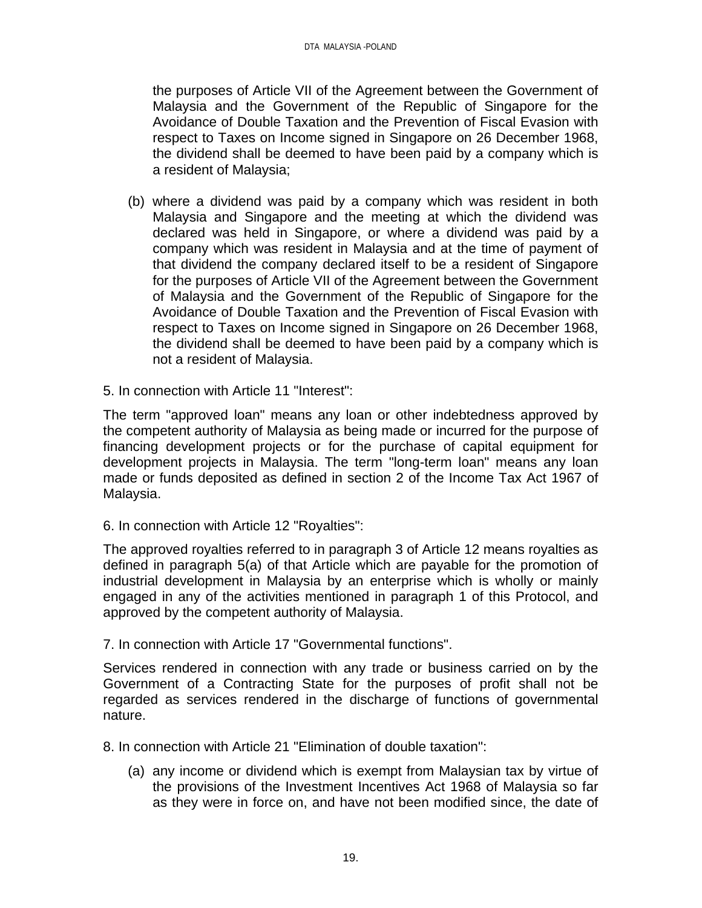the purposes of Article VII of the Agreement between the Government of Malaysia and the Government of the Republic of Singapore for the Avoidance of Double Taxation and the Prevention of Fiscal Evasion with respect to Taxes on Income signed in Singapore on 26 December 1968, the dividend shall be deemed to have been paid by a company which is a resident of Malaysia;

(b) where a dividend was paid by a company which was resident in both Malaysia and Singapore and the meeting at which the dividend was declared was held in Singapore, or where a dividend was paid by a company which was resident in Malaysia and at the time of payment of that dividend the company declared itself to be a resident of Singapore for the purposes of Article VII of the Agreement between the Government of Malaysia and the Government of the Republic of Singapore for the Avoidance of Double Taxation and the Prevention of Fiscal Evasion with respect to Taxes on Income signed in Singapore on 26 December 1968, the dividend shall be deemed to have been paid by a company which is not a resident of Malaysia.

5. In connection with Article 11 "Interest":

The term "approved loan" means any loan or other indebtedness approved by the competent authority of Malaysia as being made or incurred for the purpose of financing development projects or for the purchase of capital equipment for development projects in Malaysia. The term "long-term loan" means any loan made or funds deposited as defined in section 2 of the Income Tax Act 1967 of Malaysia.

6. In connection with Article 12 "Royalties":

The approved royalties referred to in paragraph 3 of Article 12 means royalties as defined in paragraph 5(a) of that Article which are payable for the promotion of industrial development in Malaysia by an enterprise which is wholly or mainly engaged in any of the activities mentioned in paragraph 1 of this Protocol, and approved by the competent authority of Malaysia.

7. In connection with Article 17 "Governmental functions".

Services rendered in connection with any trade or business carried on by the Government of a Contracting State for the purposes of profit shall not be regarded as services rendered in the discharge of functions of governmental nature.

8. In connection with Article 21 "Elimination of double taxation":

(a) any income or dividend which is exempt from Malaysian tax by virtue of the provisions of the Investment Incentives Act 1968 of Malaysia so far as they were in force on, and have not been modified since, the date of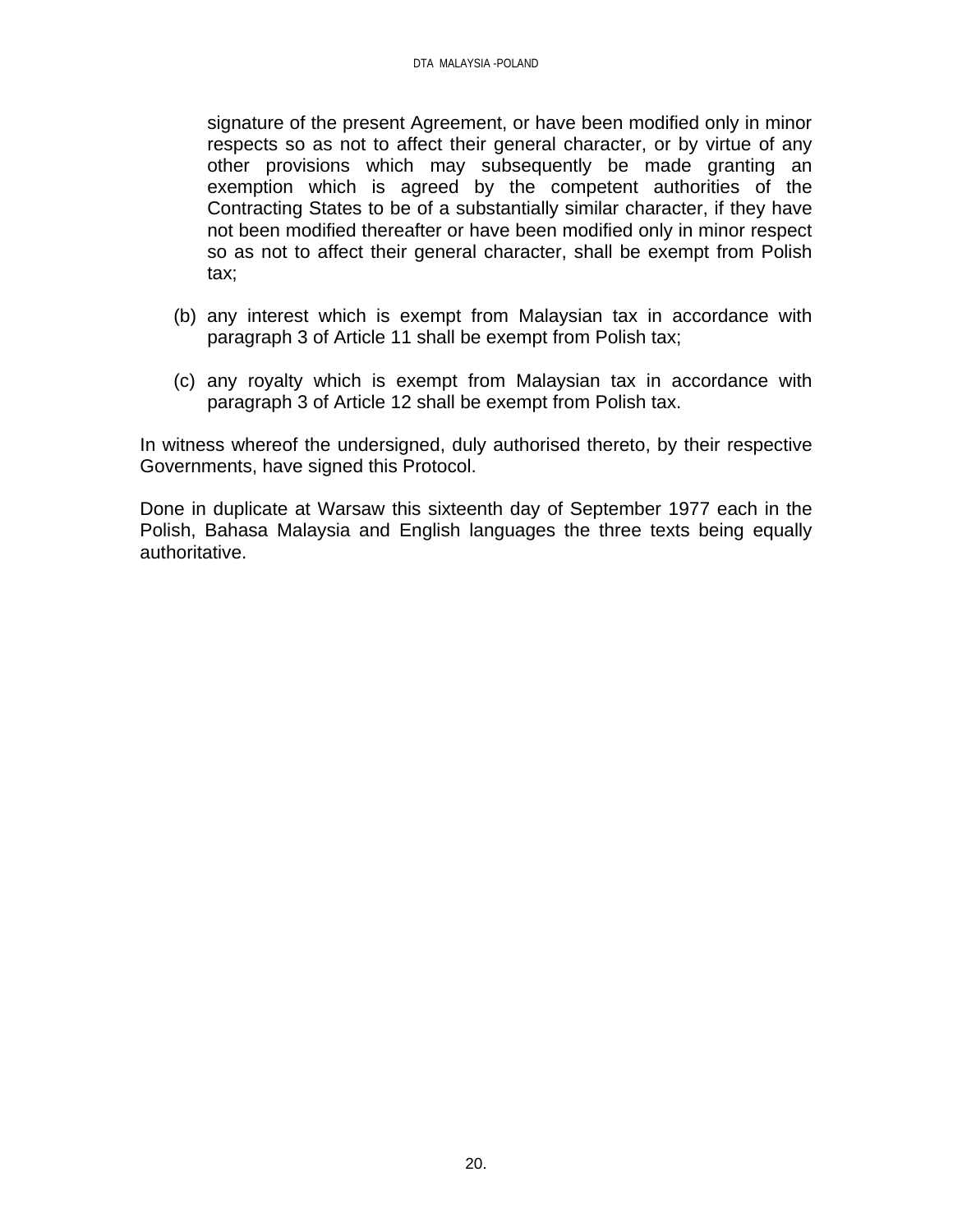signature of the present Agreement, or have been modified only in minor respects so as not to affect their general character, or by virtue of any other provisions which may subsequently be made granting an exemption which is agreed by the competent authorities of the Contracting States to be of a substantially similar character, if they have not been modified thereafter or have been modified only in minor respect so as not to affect their general character, shall be exempt from Polish tax;

(b) any interest which is exempt from Malaysian tax in accordance with paragraph 3 of Article 11 shall be exempt from Polish tax;

(c) any royalty which is exempt from Malaysian tax in accordance with paragraph 3 of Article 12 shall be exempt from Polish tax.

In witness whereof the undersigned, duly authorised thereto, by their respective Governments, have signed this Protocol.

Done in duplicate at Warsaw this sixteenth day of September 1977 each in the Polish, Bahasa Malaysia and English languages the three texts being equally authoritative.